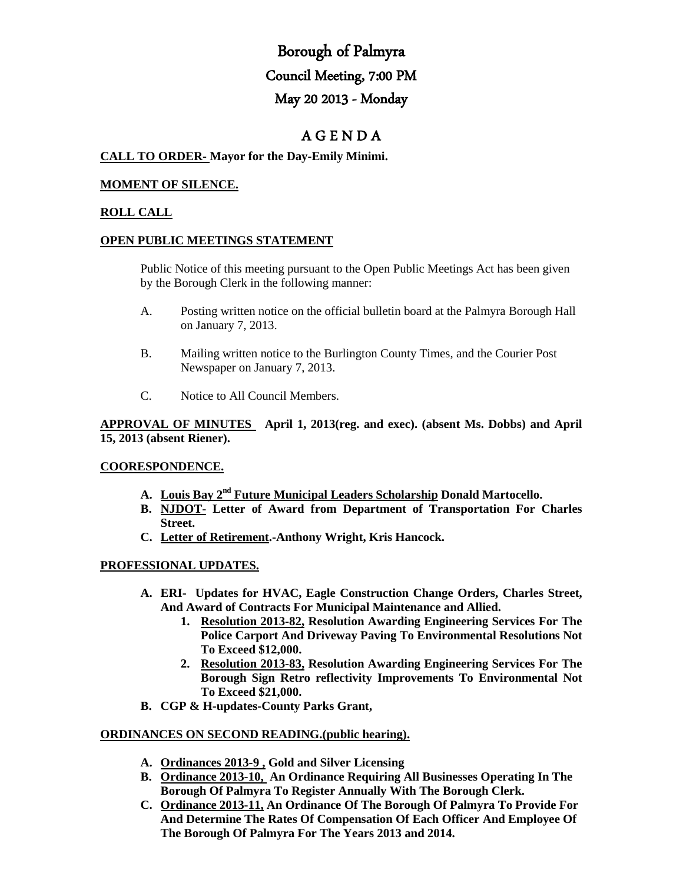# Borough of Palmyra

## Council Meeting, 7:00 PM

## May 20 2013 - Monday

## A G E N D A

**CALL TO ORDER- Mayor for the Day-Emily Minimi.**

**MOMENT OF SILENCE.**

**ROLL CALL**

**OPEN PUBLIC MEETINGS STATEMENT**

Public Notice of this meeting pursuant to the Open Public Meetings Act has been given by the Borough Clerk in the following manner:

A. Posting written notice on the official bulletin board at the Palmyra Borough Hall on January 7, 2013.

B. Mailing written notice to the Burlington County Times, and the Courier Post Newspaper on January 7, 2013.

C. Notice to All Council Members.

**APPROVAL OF MINUTES April 1, 2013(reg. and exec). (absent Ms. Dobbs) and April 15, 2013 (absent Riener).**

**COORESPONDENCE.**

- **A. Louis Bay 2nd Future Municipal Leaders Scholarship Donald Martocello.**
- **B. NJDOT- Letter of Award from Department of Transportation For Charles Street.**
- **C. Letter of Retirement.-Anthony Wright, Kris Hancock.**

**PROFESSIONAL UPDATES.**

- **A. ERI- Updates for HVAC, Eagle Construction Change Orders, Charles Street, And Award of Contracts For Municipal Maintenance and Allied.**
  1. **Resolution 2013-82, Resolution Awarding Engineering Services For The Police Carport And Driveway Paving To Environmental Resolutions Not To Exceed $12,000.**
  2. **Resolution 2013-83, Resolution Awarding Engineering Services For The Borough Sign Retro reflectivity Improvements To Environmental Not To Exceed $21,000.**
- **B. CGP & H-updates-County Parks Grant,**

**ORDINANCES ON SECOND READING.(public hearing).**

- **A. Ordinances 2013-9 , Gold and Silver Licensing**
- **B. Ordinance 2013-10, An Ordinance Requiring All Businesses Operating In The Borough Of Palmyra To Register Annually With The Borough Clerk.**
- **C. Ordinance 2013-11, An Ordinance Of The Borough Of Palmyra To Provide For And Determine The Rates Of Compensation Of Each Officer And Employee Of The Borough Of Palmyra For The Years 2013 and 2014.**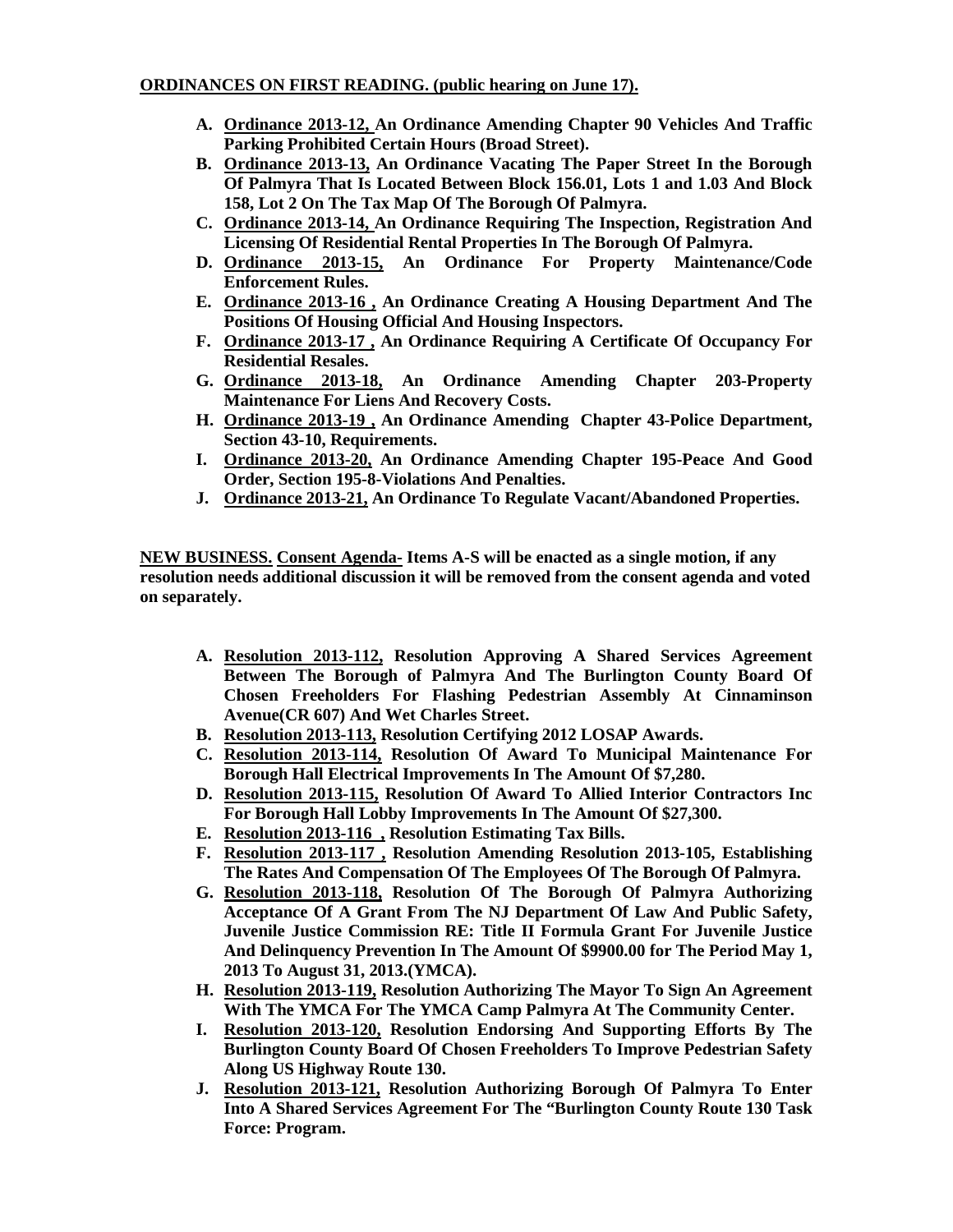**<u>ORDINANCES ON FIRST READING. (public hearing on June 17).</u>**

- **A. <u>Ordinance 2013-12,</u> An Ordinance Amending Chapter 90 Vehicles And Traffic Parking Prohibited Certain Hours (Broad Street).**
- **B. <u>Ordinance 2013-13,</u> An Ordinance Vacating The Paper Street In the Borough Of Palmyra That Is Located Between Block 156.01, Lots 1 and 1.03 And Block 158, Lot 2 On The Tax Map Of The Borough Of Palmyra.**
- **C. <u>Ordinance 2013-14,</u> An Ordinance Requiring The Inspection, Registration And Licensing Of Residential Rental Properties In The Borough Of Palmyra.**
- **D. <u>Ordinance 2013-15,</u> An Ordinance For Property Maintenance/Code Enforcement Rules.**
- **E. <u>Ordinance 2013-16 ,</u> An Ordinance Creating A Housing Department And The Positions Of Housing Official And Housing Inspectors.**
- **F. <u>Ordinance 2013-17 ,</u> An Ordinance Requiring A Certificate Of Occupancy For Residential Resales.**
- **G. <u>Ordinance 2013-18,</u> An Ordinance Amending Chapter 203-Property Maintenance For Liens And Recovery Costs.**
- **H. <u>Ordinance 2013-19 ,</u> An Ordinance Amending Chapter 43-Police Department, Section 43-10, Requirements.**
- **I. <u>Ordinance 2013-20,</u> An Ordinance Amending Chapter 195-Peace And Good Order, Section 195-8-Violations And Penalties.**
- **J. <u>Ordinance 2013-21,</u> An Ordinance To Regulate Vacant/Abandoned Properties.**

**<u>NEW BUSINESS.</u> <u>Consent Agenda-</u> Items A-S will be enacted as a single motion, if any resolution needs additional discussion it will be removed from the consent agenda and voted on separately.**

- **A. <u>Resolution 2013-112,</u> Resolution Approving A Shared Services Agreement Between The Borough of Palmyra And The Burlington County Board Of Chosen Freeholders For Flashing Pedestrian Assembly At Cinnaminson Avenue(CR 607) And Wet Charles Street.**
- **B. <u>Resolution 2013-113,</u> Resolution Certifying 2012 LOSAP Awards.**
- **C. <u>Resolution 2013-114,</u> Resolution Of Award To Municipal Maintenance For Borough Hall Electrical Improvements In The Amount Of $7,280.**
- **D. <u>Resolution 2013-115,</u> Resolution Of Award To Allied Interior Contractors Inc For Borough Hall Lobby Improvements In The Amount Of $27,300.**
- **E. <u>Resolution 2013-116 ,</u> Resolution Estimating Tax Bills.**
- **F. <u>Resolution 2013-117 ,</u> Resolution Amending Resolution 2013-105, Establishing The Rates And Compensation Of The Employees Of The Borough Of Palmyra.**
- **G. <u>Resolution 2013-118,</u> Resolution Of The Borough Of Palmyra Authorizing Acceptance Of A Grant From The NJ Department Of Law And Public Safety, Juvenile Justice Commission RE: Title II Formula Grant For Juvenile Justice And Delinquency Prevention In The Amount Of $9900.00 for The Period May 1, 2013 To August 31, 2013.(YMCA).**
- **H. <u>Resolution 2013-119,</u> Resolution Authorizing The Mayor To Sign An Agreement With The YMCA For The YMCA Camp Palmyra At The Community Center.**
- **I. <u>Resolution 2013-120,</u> Resolution Endorsing And Supporting Efforts By The Burlington County Board Of Chosen Freeholders To Improve Pedestrian Safety Along US Highway Route 130.**
- **J. <u>Resolution 2013-121,</u> Resolution Authorizing Borough Of Palmyra To Enter Into A Shared Services Agreement For The "Burlington County Route 130 Task Force: Program.**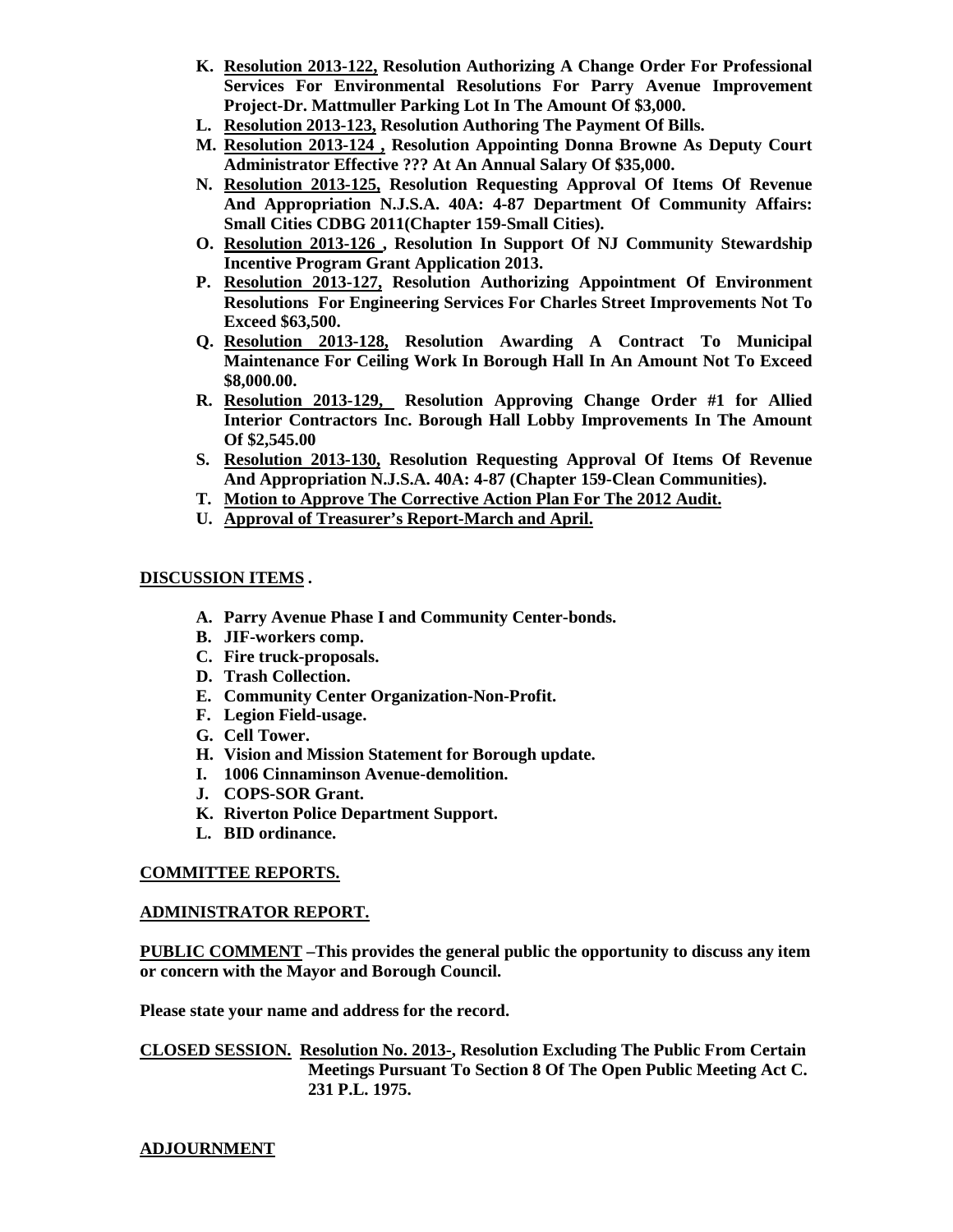- **K. <u>Resolution 2013-122,</u> Resolution Authorizing A Change Order For Professional Services For Environmental Resolutions For Parry Avenue Improvement Project-Dr. Mattmuller Parking Lot In The Amount Of $3,000.**
- **L. <u>Resolution 2013-123,</u> Resolution Authoring The Payment Of Bills.**
- **M. <u>Resolution 2013-124 ,</u> Resolution Appointing Donna Browne As Deputy Court Administrator Effective ??? At An Annual Salary Of $35,000.**
- **N. <u>Resolution 2013-125,</u> Resolution Requesting Approval Of Items Of Revenue And Appropriation N.J.S.A. 40A: 4-87 Department Of Community Affairs: Small Cities CDBG 2011(Chapter 159-Small Cities).**
- **O. <u>Resolution 2013-126 ,</u> Resolution In Support Of NJ Community Stewardship Incentive Program Grant Application 2013.**
- **P. <u>Resolution 2013-127,</u> Resolution Authorizing Appointment Of Environment Resolutions For Engineering Services For Charles Street Improvements Not To Exceed $63,500.**
- **Q. <u>Resolution 2013-128,</u> Resolution Awarding A Contract To Municipal Maintenance For Ceiling Work In Borough Hall In An Amount Not To Exceed $8,000.00.**
- **R. <u>Resolution 2013-129,</u> Resolution Approving Change Order #1 for Allied Interior Contractors Inc. Borough Hall Lobby Improvements In The Amount Of $2,545.00**
- **S. <u>Resolution 2013-130,</u> Resolution Requesting Approval Of Items Of Revenue And Appropriation N.J.S.A. 40A: 4-87 (Chapter 159-Clean Communities).**
- **T. <u>Motion to Approve The Corrective Action Plan For The 2012 Audit.</u>**
- **U. <u>Approval of Treasurer's Report-March and April.</u>**

**<u>DISCUSSION ITEMS</u> .**

- **A. Parry Avenue Phase I and Community Center-bonds.**
- **B. JIF-workers comp.**
- **C. Fire truck-proposals.**
- **D. Trash Collection.**
- **E. Community Center Organization-Non-Profit.**
- **F. Legion Field-usage.**
- **G. Cell Tower.**
- **H. Vision and Mission Statement for Borough update.**
- **I. 1006 Cinnaminson Avenue-demolition.**
- **J. COPS-SOR Grant.**
- **K. Riverton Police Department Support.**
- **L. BID ordinance.**

**<u>COMMITTEE REPORTS.</u>**

**<u>ADMINISTRATOR REPORT.</u>**

**<u>PUBLIC COMMENT</u> –This provides the general public the opportunity to discuss any item or concern with the Mayor and Borough Council.**

**Please state your name and address for the record.**

**<u>CLOSED SESSION.</u> <u>Resolution No. 2013-</u>, Resolution Excluding The Public From Certain Meetings Pursuant To Section 8 Of The Open Public Meeting Act C. 231 P.L. 1975.**

**<u>ADJOURNMENT</u>**